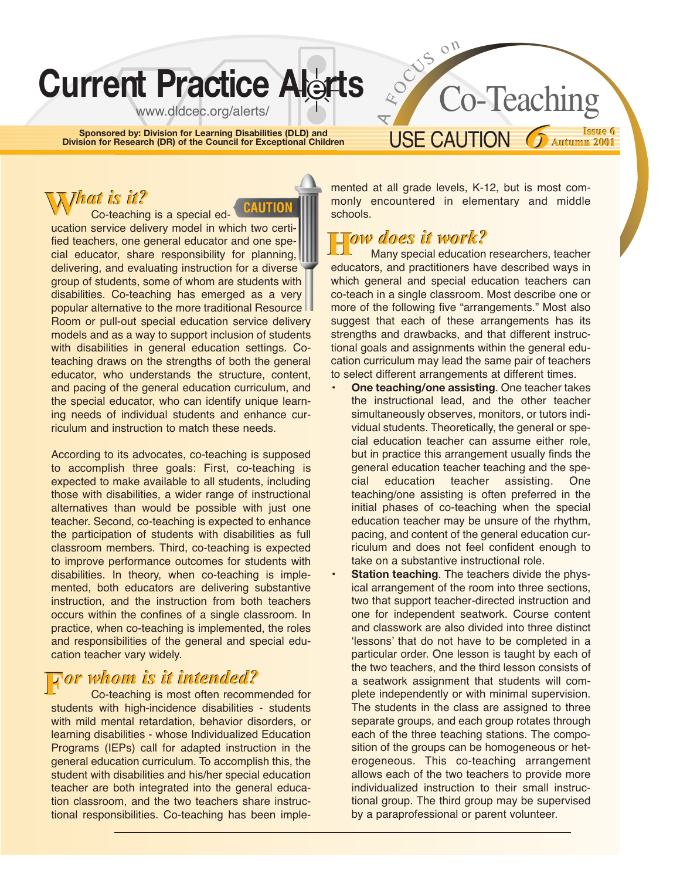# Current Practice Alerts

www.dldcec.org/alerts/

**Sponsored by: Division for Learning Disabilities (DLD) and Division for Research (DR) of the Council for Exceptional Children**

A FOCUS on

# Co-Teaching

USE CAUTION

Issue 6 Autumn 2001

CAUTION

## What is it?

Co-teaching is a special education service delivery model in which two certified teachers, one general educator and one special educator, share responsibility for planning, delivering, and evaluating instruction for a diverse group of students, some of whom are students with disabilities. Co-teaching has emerged as a very popular alternative to the more traditional Resource Room or pull-out special education service delivery models and as a way to support inclusion of students with disabilities in general education settings. Co-teaching draws on the strengths of both the general educator, who understands the structure, content, and pacing of the general education curriculum, and the special educator, who can identify unique learning needs of individual students and enhance curriculum and instruction to match these needs.

According to its advocates, co-teaching is supposed to accomplish three goals: First, co-teaching is expected to make available to all students, including those with disabilities, a wider range of instructional alternatives than would be possible with just one teacher. Second, co-teaching is expected to enhance the participation of students with disabilities as full classroom members. Third, co-teaching is expected to improve performance outcomes for students with disabilities. In theory, when co-teaching is implemented, both educators are delivering substantive instruction, and the instruction from both teachers occurs within the confines of a single classroom. In practice, when co-teaching is implemented, the roles and responsibilities of the general and special education teacher vary widely.

## For whom is it intended?

Co-teaching is most often recommended for students with high-incidence disabilities - students with mild mental retardation, behavior disorders, or learning disabilities - whose Individualized Education Programs (IEPs) call for adapted instruction in the general education curriculum. To accomplish this, the student with disabilities and his/her special education teacher are both integrated into the general education classroom, and the two teachers share instructional responsibilities. Co-teaching has been implemented at all grade levels, K-12, but is most commonly encountered in elementary and middle schools.

## How does it work?

Many special education researchers, teacher educators, and practitioners have described ways in which general and special education teachers can co-teach in a single classroom. Most describe one or more of the following five "arrangements." Most also suggest that each of these arrangements has its strengths and drawbacks, and that different instructional goals and assignments within the general education curriculum may lead the same pair of teachers to select different arrangements at different times.

- **One teaching/one assisting**. One teacher takes the instructional lead, and the other teacher simultaneously observes, monitors, or tutors individual students. Theoretically, the general or special education teacher can assume either role, but in practice this arrangement usually finds the general education teacher teaching and the special education teacher assisting. One teaching/one assisting is often preferred in the initial phases of co-teaching when the special education teacher may be unsure of the rhythm, pacing, and content of the general education curriculum and does not feel confident enough to take on a substantive instructional role.
- **Station teaching**. The teachers divide the physical arrangement of the room into three sections, two that support teacher-directed instruction and one for independent seatwork. Course content and classwork are also divided into three distinct 'lessons' that do not have to be completed in a particular order. One lesson is taught by each of the two teachers, and the third lesson consists of a seatwork assignment that students will complete independently or with minimal supervision. The students in the class are assigned to three separate groups, and each group rotates through each of the three teaching stations. The composition of the groups can be homogeneous or heterogeneous. This co-teaching arrangement allows each of the two teachers to provide more individualized instruction to their small instructional group. The third group may be supervised by a paraprofessional or parent volunteer.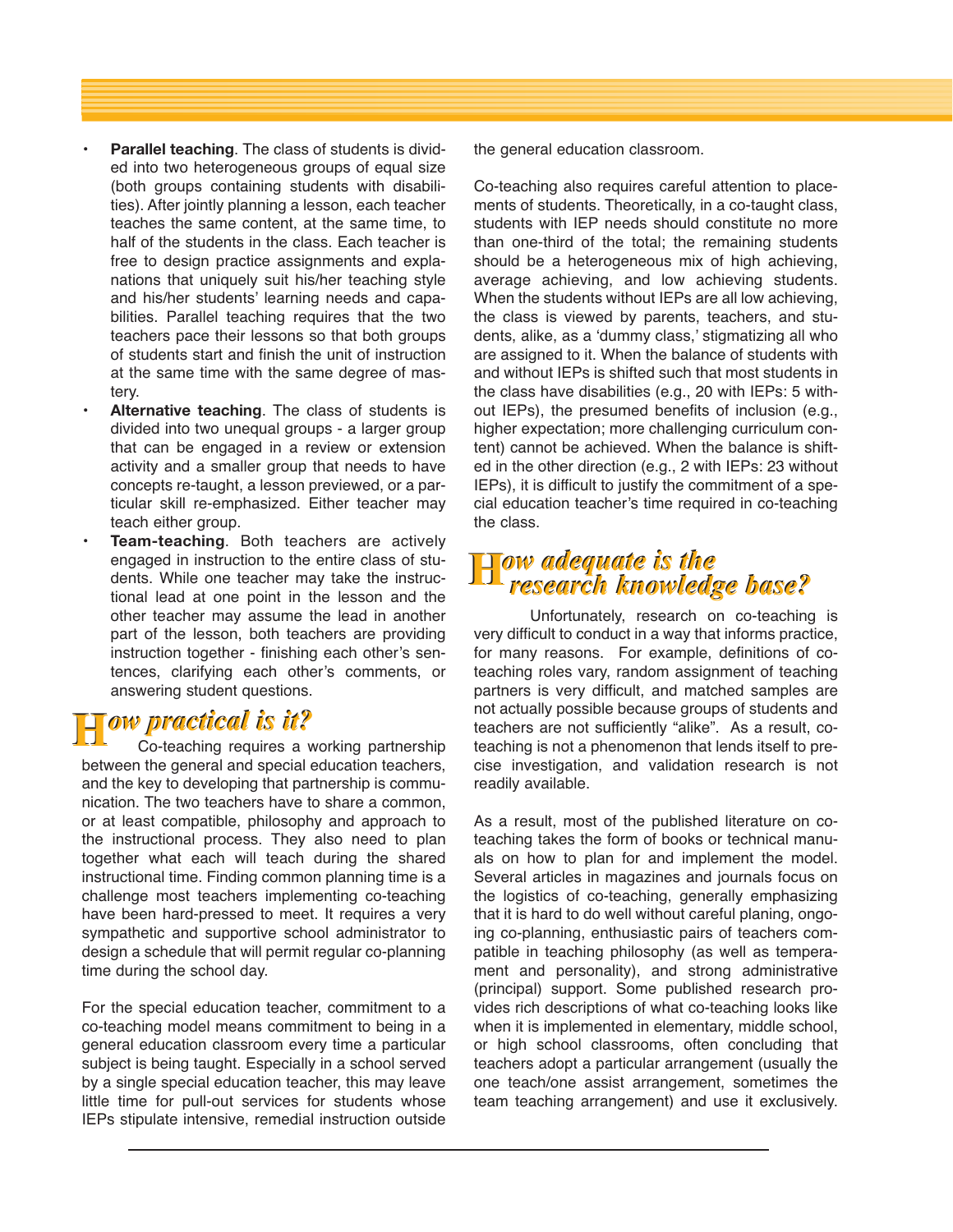- **Parallel teaching**. The class of students is divided into two heterogeneous groups of equal size (both groups containing students with disabilities). After jointly planning a lesson, each teacher teaches the same content, at the same time, to half of the students in the class. Each teacher is free to design practice assignments and explanations that uniquely suit his/her teaching style and his/her students' learning needs and capabilities. Parallel teaching requires that the two teachers pace their lessons so that both groups of students start and finish the unit of instruction at the same time with the same degree of mastery.
- **Alternative teaching**. The class of students is divided into two unequal groups - a larger group that can be engaged in a review or extension activity and a smaller group that needs to have concepts re-taught, a lesson previewed, or a particular skill re-emphasized. Either teacher may teach either group.
- **Team-teaching**. Both teachers are actively engaged in instruction to the entire class of students. While one teacher may take the instructional lead at one point in the lesson and the other teacher may assume the lead in another part of the lesson, both teachers are providing instruction together - finishing each other's sentences, clarifying each other's comments, or answering student questions.

## How practical is it?

Co-teaching requires a working partnership between the general and special education teachers, and the key to developing that partnership is communication. The two teachers have to share a common, or at least compatible, philosophy and approach to the instructional process. They also need to plan together what each will teach during the shared instructional time. Finding common planning time is a challenge most teachers implementing co-teaching have been hard-pressed to meet. It requires a very sympathetic and supportive school administrator to design a schedule that will permit regular co-planning time during the school day.

For the special education teacher, commitment to a co-teaching model means commitment to being in a general education classroom every time a particular subject is being taught. Especially in a school served by a single special education teacher, this may leave little time for pull-out services for students whose IEPs stipulate intensive, remedial instruction outside the general education classroom.

Co-teaching also requires careful attention to placements of students. Theoretically, in a co-taught class, students with IEP needs should constitute no more than one-third of the total; the remaining students should be a heterogeneous mix of high achieving, average achieving, and low achieving students. When the students without IEPs are all low achieving, the class is viewed by parents, teachers, and students, alike, as a 'dummy class,' stigmatizing all who are assigned to it. When the balance of students with and without IEPs is shifted such that most students in the class have disabilities (e.g., 20 with IEPs: 5 without IEPs), the presumed benefits of inclusion (e.g., higher expectation; more challenging curriculum content) cannot be achieved. When the balance is shifted in the other direction (e.g., 2 with IEPs: 23 without IEPs), it is difficult to justify the commitment of a special education teacher's time required in co-teaching the class.

## How adequate is the research knowledge base?

Unfortunately, research on co-teaching is very difficult to conduct in a way that informs practice, for many reasons. For example, definitions of co-teaching roles vary, random assignment of teaching partners is very difficult, and matched samples are not actually possible because groups of students and teachers are not sufficiently "alike". As a result, co-teaching is not a phenomenon that lends itself to precise investigation, and validation research is not readily available.

As a result, most of the published literature on co-teaching takes the form of books or technical manuals on how to plan for and implement the model. Several articles in magazines and journals focus on the logistics of co-teaching, generally emphasizing that it is hard to do well without careful planing, ongoing co-planning, enthusiastic pairs of teachers compatible in teaching philosophy (as well as temperament and personality), and strong administrative (principal) support. Some published research provides rich descriptions of what co-teaching looks like when it is implemented in elementary, middle school, or high school classrooms, often concluding that teachers adopt a particular arrangement (usually the one teach/one assist arrangement, sometimes the team teaching arrangement) and use it exclusively.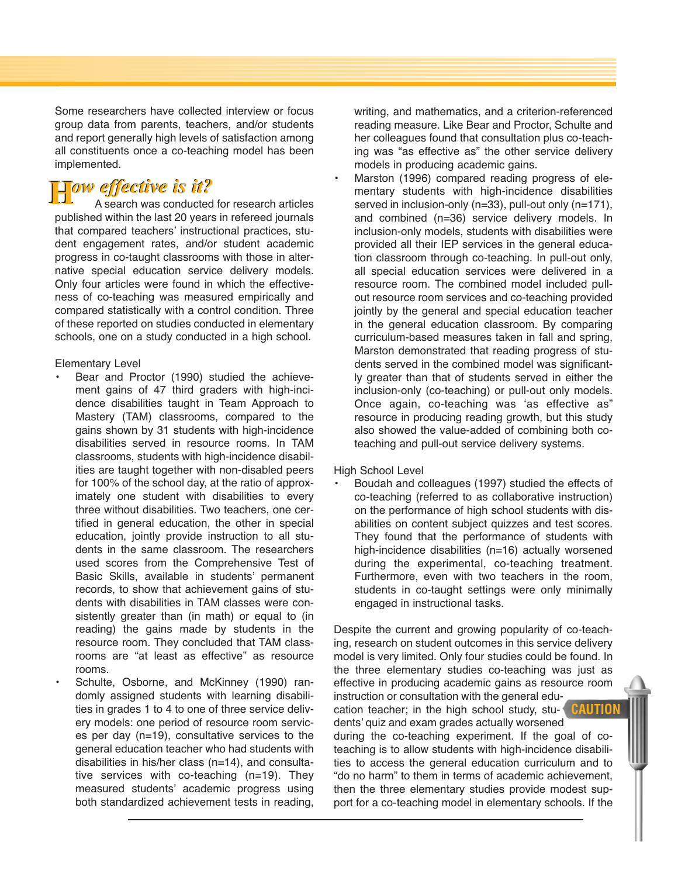Some researchers have collected interview or focus group data from parents, teachers, and/or students and report generally high levels of satisfaction among all constituents once a co-teaching model has been implemented.

## How effective is it?

A search was conducted for research articles published within the last 20 years in refereed journals that compared teachers' instructional practices, student engagement rates, and/or student academic progress in co-taught classrooms with those in alternative special education service delivery models. Only four articles were found in which the effectiveness of co-teaching was measured empirically and compared statistically with a control condition. Three of these reported on studies conducted in elementary schools, one on a study conducted in a high school.

Elementary Level

- Bear and Proctor (1990) studied the achievement gains of 47 third graders with high-incidence disabilities taught in Team Approach to Mastery (TAM) classrooms, compared to the gains shown by 31 students with high-incidence disabilities served in resource rooms. In TAM classrooms, students with high-incidence disabilities are taught together with non-disabled peers for 100% of the school day, at the ratio of approximately one student with disabilities to every three without disabilities. Two teachers, one certified in general education, the other in special education, jointly provide instruction to all students in the same classroom. The researchers used scores from the Comprehensive Test of Basic Skills, available in students' permanent records, to show that achievement gains of students with disabilities in TAM classes were consistently greater than (in math) or equal to (in reading) the gains made by students in the resource room. They concluded that TAM classrooms are "at least as effective" as resource rooms.
- Schulte, Osborne, and McKinney (1990) randomly assigned students with learning disabilities in grades 1 to 4 to one of three service delivery models: one period of resource room services per day (n=19), consultative services to the general education teacher who had students with disabilities in his/her class (n=14), and consultative services with co-teaching (n=19). They measured students' academic progress using both standardized achievement tests in reading, writing, and mathematics, and a criterion-referenced reading measure. Like Bear and Proctor, Schulte and her colleagues found that consultation plus co-teaching was "as effective as" the other service delivery models in producing academic gains.
- Marston (1996) compared reading progress of elementary students with high-incidence disabilities served in inclusion-only (n=33), pull-out only (n=171), and combined (n=36) service delivery models. In inclusion-only models, students with disabilities were provided all their IEP services in the general education classroom through co-teaching. In pull-out only, all special education services were delivered in a resource room. The combined model included pull-out resource room services and co-teaching provided jointly by the general and special education teacher in the general education classroom. By comparing curriculum-based measures taken in fall and spring, Marston demonstrated that reading progress of students served in the combined model was significantly greater than that of students served in either the inclusion-only (co-teaching) or pull-out only models. Once again, co-teaching was 'as effective as" resource in producing reading growth, but this study also showed the value-added of combining both co-teaching and pull-out service delivery systems.

High School Level

- Boudah and colleagues (1997) studied the effects of co-teaching (referred to as collaborative instruction) on the performance of high school students with disabilities on content subject quizzes and test scores. They found that the performance of students with high-incidence disabilities (n=16) actually worsened during the experimental, co-teaching treatment. Furthermore, even with two teachers in the room, students in co-taught settings were only minimally engaged in instructional tasks.

Despite the current and growing popularity of co-teaching, research on student outcomes in this service delivery model is very limited. Only four studies could be found. In the three elementary studies co-teaching was just as effective in producing academic gains as resource room instruction or consultation with the general education teacher; in the high school study, students' quiz and exam grades actually worsened during the co-teaching experiment. If the goal of co-teaching is to allow students with high-incidence disabilities to access the general education curriculum and to "do no harm" to them in terms of academic achievement, then the three elementary studies provide modest support for a co-teaching model in elementary schools. If the

CAUTION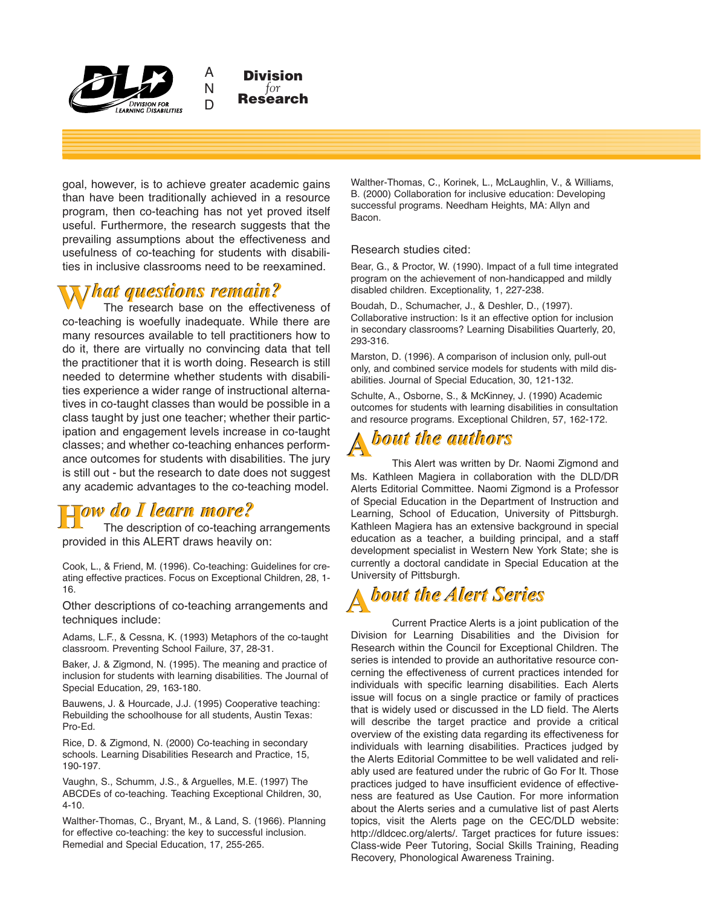goal, however, is to achieve greater academic gains than have been traditionally achieved in a resource program, then co-teaching has not yet proved itself useful. Furthermore, the research suggests that the prevailing assumptions about the effectiveness and usefulness of co-teaching for students with disabilities in inclusive classrooms need to be reexamined.

## What questions remain?

The research base on the effectiveness of co-teaching is woefully inadequate. While there are many resources available to tell practitioners how to do it, there are virtually no convincing data that tell the practitioner that it is worth doing. Research is still needed to determine whether students with disabilities experience a wider range of instructional alternatives in co-taught classes than would be possible in a class taught by just one teacher; whether their participation and engagement levels increase in co-taught classes; and whether co-teaching enhances performance outcomes for students with disabilities. The jury is still out - but the research to date does not suggest any academic advantages to the co-teaching model.

## How do I learn more?

The description of co-teaching arrangements provided in this ALERT draws heavily on:

Cook, L., & Friend, M. (1996). Co-teaching: Guidelines for creating effective practices. Focus on Exceptional Children, 28, 1-16.

Other descriptions of co-teaching arrangements and techniques include:

Adams, L.F., & Cessna, K. (1993) Metaphors of the co-taught classroom. Preventing School Failure, 37, 28-31.

Baker, J. & Zigmond, N. (1995). The meaning and practice of inclusion for students with learning disabilities. The Journal of Special Education, 29, 163-180.

Bauwens, J. & Hourcade, J.J. (1995) Cooperative teaching: Rebuilding the schoolhouse for all students, Austin Texas: Pro-Ed.

Rice, D. & Zigmond, N. (2000) Co-teaching in secondary schools. Learning Disabilities Research and Practice, 15, 190-197.

Vaughn, S., Schumm, J.S., & Arguelles, M.E. (1997) The ABCDEs of co-teaching. Teaching Exceptional Children, 30, 4-10.

Walther-Thomas, C., Bryant, M., & Land, S. (1966). Planning for effective co-teaching: the key to successful inclusion. Remedial and Special Education, 17, 255-265.

Walther-Thomas, C., Korinek, L., McLaughlin, V., & Williams, B. (2000) Collaboration for inclusive education: Developing successful programs. Needham Heights, MA: Allyn and Bacon.

Research studies cited:

Bear, G., & Proctor, W. (1990). Impact of a full time integrated program on the achievement of non-handicapped and mildly disabled children. Exceptionality, 1, 227-238.

Boudah, D., Schumacher, J., & Deshler, D., (1997). Collaborative instruction: Is it an effective option for inclusion in secondary classrooms? Learning Disabilities Quarterly, 20, 293-316.

Marston, D. (1996). A comparison of inclusion only, pull-out only, and combined service models for students with mild disabilities. Journal of Special Education, 30, 121-132.

Schulte, A., Osborne, S., & McKinney, J. (1990) Academic outcomes for students with learning disabilities in consultation and resource programs. Exceptional Children, 57, 162-172.

## About the authors

This Alert was written by Dr. Naomi Zigmond and Ms. Kathleen Magiera in collaboration with the DLD/DR Alerts Editorial Committee. Naomi Zigmond is a Professor of Special Education in the Department of Instruction and Learning, School of Education, University of Pittsburgh. Kathleen Magiera has an extensive background in special education as a teacher, a building principal, and a staff development specialist in Western New York State; she is currently a doctoral candidate in Special Education at the University of Pittsburgh.

## About the Alert Series

Current Practice Alerts is a joint publication of the Division for Learning Disabilities and the Division for Research within the Council for Exceptional Children. The series is intended to provide an authoritative resource concerning the effectiveness of current practices intended for individuals with specific learning disabilities. Each Alerts issue will focus on a single practice or family of practices that is widely used or discussed in the LD field. The Alerts will describe the target practice and provide a critical overview of the existing data regarding its effectiveness for individuals with learning disabilities. Practices judged by the Alerts Editorial Committee to be well validated and reliably used are featured under the rubric of Go For It. Those practices judged to have insufficient evidence of effectiveness are featured as Use Caution. For more information about the Alerts series and a cumulative list of past Alerts topics, visit the Alerts page on the CEC/DLD website: http://dldcec.org/alerts/. Target practices for future issues: Class-wide Peer Tutoring, Social Skills Training, Reading Recovery, Phonological Awareness Training.